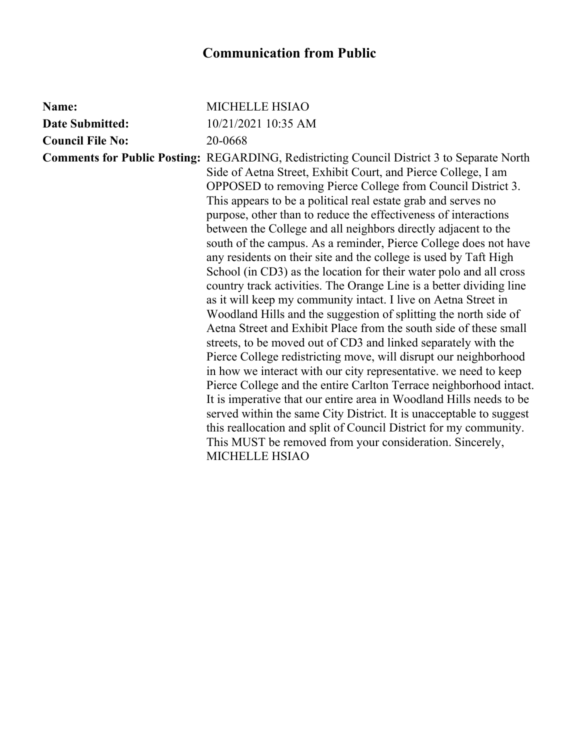# Communication from Public

**Name:** MICHELLE HSIAO

**Date Submitted:** 10/21/2021 10:35 AM

**Council File No:** 20-0668

**Comments for Public Posting:** REGARDING, Redistricting Council District 3 to Separate North Side of Aetna Street, Exhibit Court, and Pierce College, I am OPPOSED to removing Pierce College from Council District 3. This appears to be a political real estate grab and serves no purpose, other than to reduce the effectiveness of interactions between the College and all neighbors directly adjacent to the south of the campus. As a reminder, Pierce College does not have any residents on their site and the college is used by Taft High School (in CD3) as the location for their water polo and all cross country track activities. The Orange Line is a better dividing line as it will keep my community intact. I live on Aetna Street in Woodland Hills and the suggestion of splitting the north side of Aetna Street and Exhibit Place from the south side of these small streets, to be moved out of CD3 and linked separately with the Pierce College redistricting move, will disrupt our neighborhood in how we interact with our city representative. we need to keep Pierce College and the entire Carlton Terrace neighborhood intact. It is imperative that our entire area in Woodland Hills needs to be served within the same City District. It is unacceptable to suggest this reallocation and split of Council District for my community. This MUST be removed from your consideration. Sincerely, MICHELLE HSIAO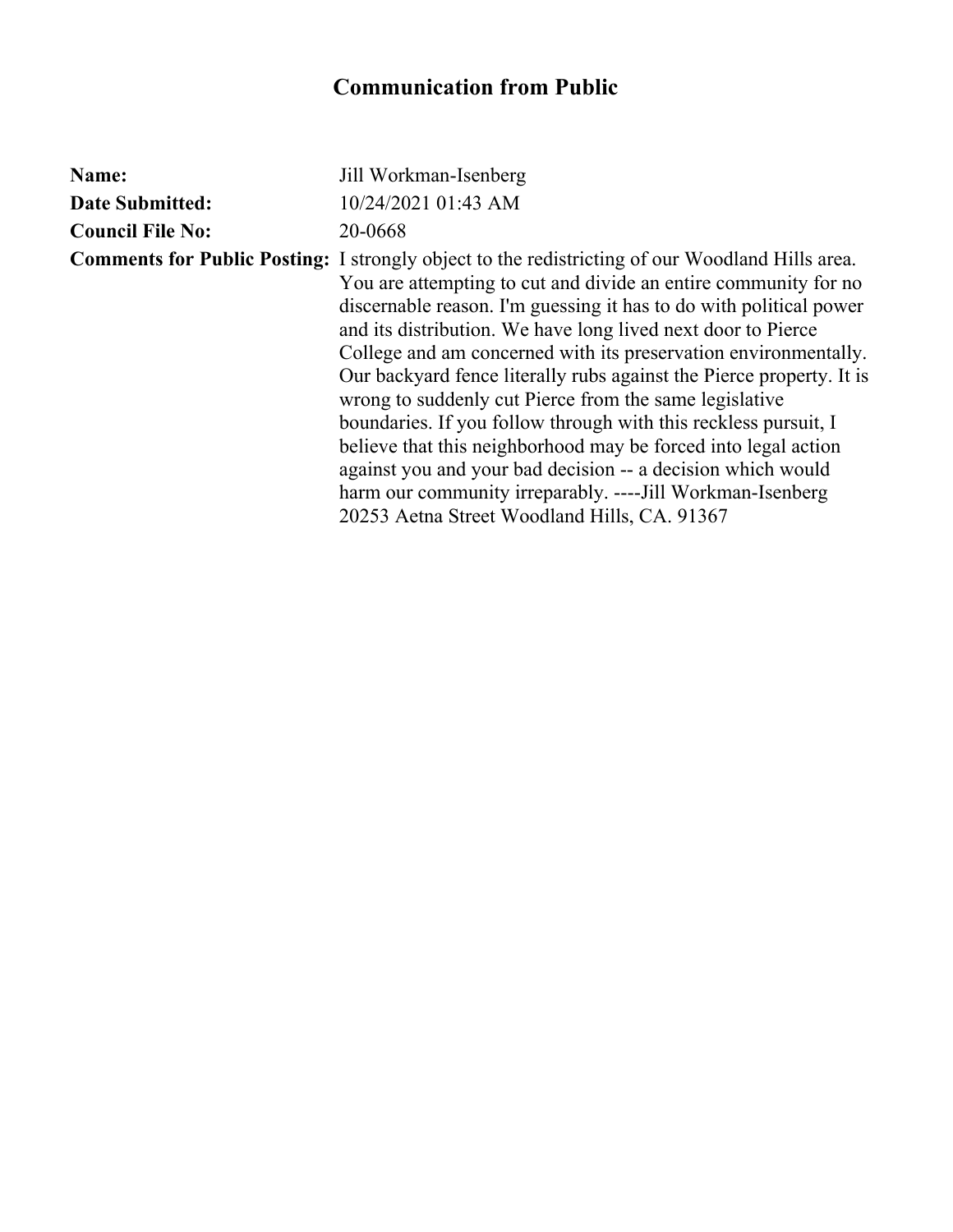# Communication from Public

**Name:** Jill Workman-Isenberg

**Date Submitted:** 10/24/2021 01:43 AM

**Council File No:** 20-0668

**Comments for Public Posting:** I strongly object to the redistricting of our Woodland Hills area. You are attempting to cut and divide an entire community for no discernable reason. I'm guessing it has to do with political power and its distribution. We have long lived next door to Pierce College and am concerned with its preservation environmentally. Our backyard fence literally rubs against the Pierce property. It is wrong to suddenly cut Pierce from the same legislative boundaries. If you follow through with this reckless pursuit, I believe that this neighborhood may be forced into legal action against you and your bad decision -- a decision which would harm our community irreparably. ----Jill Workman-Isenberg 20253 Aetna Street Woodland Hills, CA. 91367